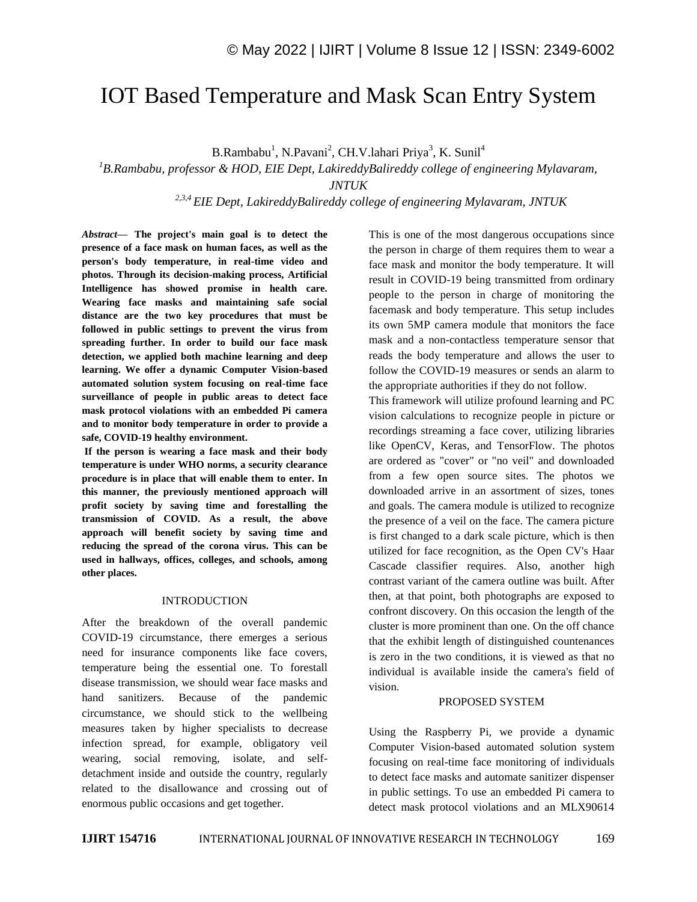# IOT Based Temperature and Mask Scan Entry System

B.Rambabu[1], N.Pavani[2], CH.V.lahari Priya[3], K. Sunil[4]

*[1]B.Rambabu, professor & HOD, EIE Dept, LakireddyBalireddy college of engineering Mylavaram, JNTUK*

*[2,3,4] EIE Dept, LakireddyBalireddy college of engineering Mylavaram, JNTUK*

*Abstract*— **The project's main goal is to detect the presence of a face mask on human faces, as well as the person's body temperature, in real-time video and photos. Through its decision-making process, Artificial Intelligence has showed promise in health care. Wearing face masks and maintaining safe social distance are the two key procedures that must be followed in public settings to prevent the virus from spreading further. In order to build our face mask detection, we applied both machine learning and deep learning. We offer a dynamic Computer Vision-based automated solution system focusing on real-time face surveillance of people in public areas to detect face mask protocol violations with an embedded Pi camera and to monitor body temperature in order to provide a safe, COVID-19 healthy environment.**

**If the person is wearing a face mask and their body temperature is under WHO norms, a security clearance procedure is in place that will enable them to enter. In this manner, the previously mentioned approach will profit society by saving time and forestalling the transmission of COVID. As a result, the above approach will benefit society by saving time and reducing the spread of the corona virus. This can be used in hallways, offices, colleges, and schools, among other places.**

## INTRODUCTION

After the breakdown of the overall pandemic COVID-19 circumstance, there emerges a serious need for insurance components like face covers, temperature being the essential one. To forestall disease transmission, we should wear face masks and hand sanitizers. Because of the pandemic circumstance, we should stick to the wellbeing measures taken by higher specialists to decrease infection spread, for example, obligatory veil wearing, social removing, isolate, and self-detachment inside and outside the country, regularly related to the disallowance and crossing out of enormous public occasions and get together.

This is one of the most dangerous occupations since the person in charge of them requires them to wear a face mask and monitor the body temperature. It will result in COVID-19 being transmitted from ordinary people to the person in charge of monitoring the facemask and body temperature. This setup includes its own 5MP camera module that monitors the face mask and a non-contactless temperature sensor that reads the body temperature and allows the user to follow the COVID-19 measures or sends an alarm to the appropriate authorities if they do not follow.

This framework will utilize profound learning and PC vision calculations to recognize people in picture or recordings streaming a face cover, utilizing libraries like OpenCV, Keras, and TensorFlow. The photos are ordered as "cover" or "no veil" and downloaded from a few open source sites. The photos we downloaded arrive in an assortment of sizes, tones and goals. The camera module is utilized to recognize the presence of a veil on the face. The camera picture is first changed to a dark scale picture, which is then utilized for face recognition, as the Open CV's Haar Cascade classifier requires. Also, another high contrast variant of the camera outline was built. After then, at that point, both photographs are exposed to confront discovery. On this occasion the length of the cluster is more prominent than one. On the off chance that the exhibit length of distinguished countenances is zero in the two conditions, it is viewed as that no individual is available inside the camera's field of vision.

## PROPOSED SYSTEM

Using the Raspberry Pi, we provide a dynamic Computer Vision-based automated solution system focusing on real-time face monitoring of individuals to detect face masks and automate sanitizer dispenser in public settings. To use an embedded Pi camera to detect mask protocol violations and an MLX90614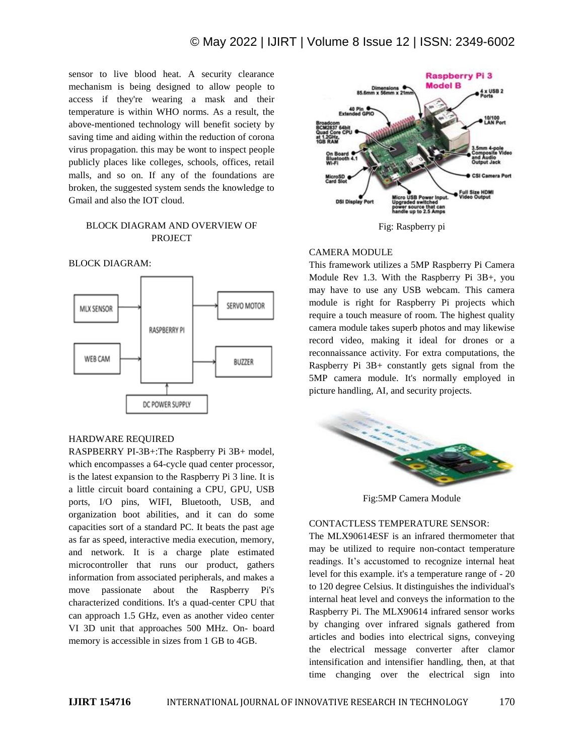sensor to live blood heat. A security clearance mechanism is being designed to allow people to access if they're wearing a mask and their temperature is within WHO norms. As a result, the above-mentioned technology will benefit society by saving time and aiding within the reduction of corona virus propagation. this may be wont to inspect people publicly places like colleges, schools, offices, retail malls, and so on. If any of the foundations are broken, the suggested system sends the knowledge to Gmail and also the IOT cloud.

## BLOCK DIAGRAM AND OVERVIEW OF PROJECT

### BLOCK DIAGRAM:

### HARDWARE REQUIRED

RASPBERRY PI-3B+:The Raspberry Pi 3B+ model, which encompasses a 64-cycle quad center processor, is the latest expansion to the Raspberry Pi 3 line. It is a little circuit board containing a CPU, GPU, USB ports, I/O pins, WIFI, Bluetooth, USB, and organization boot abilities, and it can do some capacities sort of a standard PC. It beats the past age as far as speed, interactive media execution, memory, and network. It is a charge plate estimated microcontroller that runs our product, gathers information from associated peripherals, and makes a move passionate about the Raspberry Pi's characterized conditions. It's a quad-center CPU that can approach 1.5 GHz, even as another video center VI 3D unit that approaches 500 MHz. On- board memory is accessible in sizes from 1 GB to 4GB.

Fig: Raspberry pi

### CAMERA MODULE

This framework utilizes a 5MP Raspberry Pi Camera Module Rev 1.3. With the Raspberry Pi 3B+, you may have to use any USB webcam. This camera module is right for Raspberry Pi projects which require a touch measure of room. The highest quality camera module takes superb photos and may likewise record video, making it ideal for drones or a reconnaissance activity. For extra computations, the Raspberry Pi 3B+ constantly gets signal from the 5MP camera module. It's normally employed in picture handling, AI, and security projects.

Fig:5MP Camera Module

### CONTACTLESS TEMPERATURE SENSOR:

The MLX90614ESF is an infrared thermometer that may be utilized to require non-contact temperature readings. It's accustomed to recognize internal heat level for this example. it's a temperature range of - 20 to 120 degree Celsius. It distinguishes the individual's internal heat level and conveys the information to the Raspberry Pi. The MLX90614 infrared sensor works by changing over infrared signals gathered from articles and bodies into electrical signs, conveying the electrical message converter after clamor intensification and intensifier handling, then, at that time changing over the electrical sign into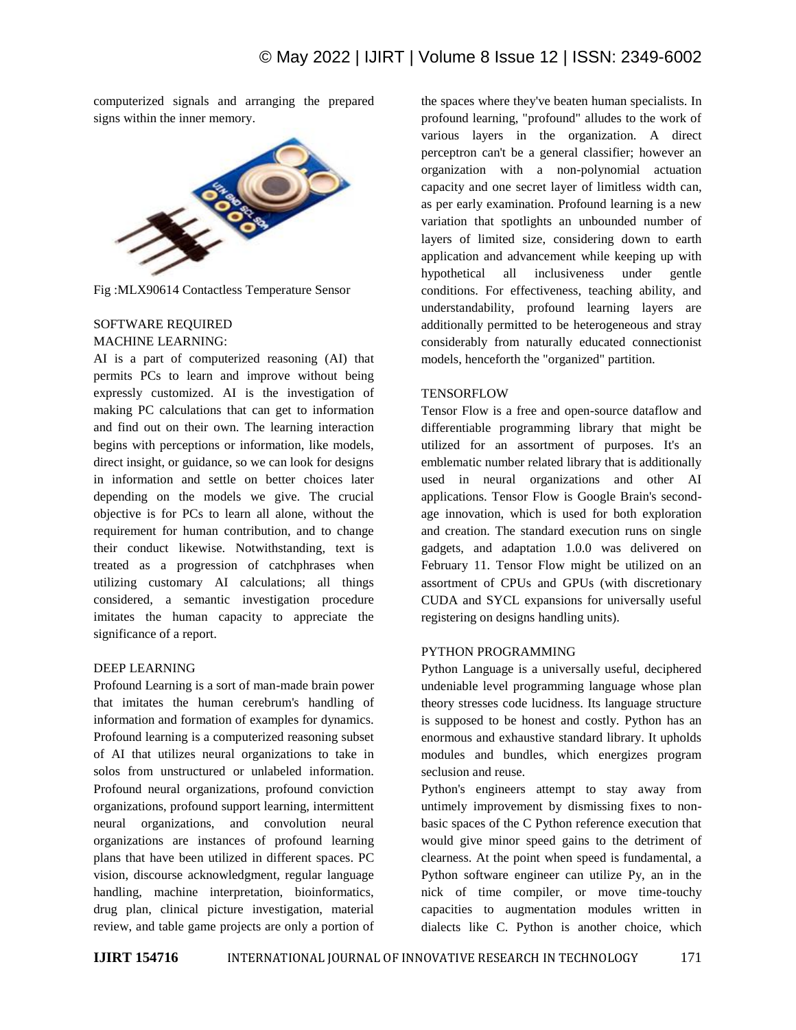computerized signals and arranging the prepared signs within the inner memory.

Fig :MLX90614 Contactless Temperature Sensor

## SOFTWARE REQUIRED

### MACHINE LEARNING:

AI is a part of computerized reasoning (AI) that permits PCs to learn and improve without being expressly customized. AI is the investigation of making PC calculations that can get to information and find out on their own. The learning interaction begins with perceptions or information, like models, direct insight, or guidance, so we can look for designs in information and settle on better choices later depending on the models we give. The crucial objective is for PCs to learn all alone, without the requirement for human contribution, and to change their conduct likewise. Notwithstanding, text is treated as a progression of catchphrases when utilizing customary AI calculations; all things considered, a semantic investigation procedure imitates the human capacity to appreciate the significance of a report.

### DEEP LEARNING

Profound Learning is a sort of man-made brain power that imitates the human cerebrum's handling of information and formation of examples for dynamics. Profound learning is a computerized reasoning subset of AI that utilizes neural organizations to take in solos from unstructured or unlabeled information. Profound neural organizations, profound conviction organizations, profound support learning, intermittent neural organizations, and convolution neural organizations are instances of profound learning plans that have been utilized in different spaces. PC vision, discourse acknowledgment, regular language handling, machine interpretation, bioinformatics, drug plan, clinical picture investigation, material review, and table game projects are only a portion of the spaces where they've beaten human specialists. In profound learning, "profound" alludes to the work of various layers in the organization. A direct perceptron can't be a general classifier; however an organization with a non-polynomial actuation capacity and one secret layer of limitless width can, as per early examination. Profound learning is a new variation that spotlights an unbounded number of layers of limited size, considering down to earth application and advancement while keeping up with hypothetical all inclusiveness under gentle conditions. For effectiveness, teaching ability, and understandability, profound learning layers are additionally permitted to be heterogeneous and stray considerably from naturally educated connectionist models, henceforth the "organized" partition.

### TENSORFLOW

Tensor Flow is a free and open-source dataflow and differentiable programming library that might be utilized for an assortment of purposes. It's an emblematic number related library that is additionally used in neural organizations and other AI applications. Tensor Flow is Google Brain's second-age innovation, which is used for both exploration and creation. The standard execution runs on single gadgets, and adaptation 1.0.0 was delivered on February 11. Tensor Flow might be utilized on an assortment of CPUs and GPUs (with discretionary CUDA and SYCL expansions for universally useful registering on designs handling units).

### PYTHON PROGRAMMING

Python Language is a universally useful, deciphered undeniable level programming language whose plan theory stresses code lucidness. Its language structure is supposed to be honest and costly. Python has an enormous and exhaustive standard library. It upholds modules and bundles, which energizes program seclusion and reuse.

Python's engineers attempt to stay away from untimely improvement by dismissing fixes to non-basic spaces of the C Python reference execution that would give minor speed gains to the detriment of clearness. At the point when speed is fundamental, a Python software engineer can utilize Py, an in the nick of time compiler, or move time-touchy capacities to augmentation modules written in dialects like C. Python is another choice, which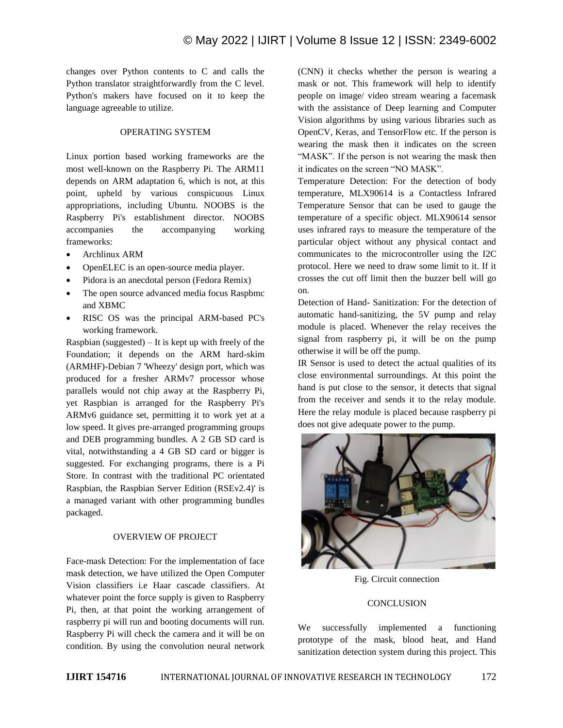changes over Python contents to C and calls the Python translator straightforwardly from the C level. Python's makers have focused on it to keep the language agreeable to utilize.

## OPERATING SYSTEM

Linux portion based working frameworks are the most well-known on the Raspberry Pi. The ARM11 depends on ARM adaptation 6, which is not, at this point, upheld by various conspicuous Linux appropriations, including Ubuntu. NOOBS is the Raspberry Pi's establishment director. NOOBS accompanies the accompanying working frameworks:

- Archlinux ARM
- OpenELEC is an open-source media player.
- Pidora is an anecdotal person (Fedora Remix)
- The open source advanced media focus Raspbmc and XBMC
- RISC OS was the principal ARM-based PC's working framework.

Raspbian (suggested) – It is kept up with freely of the Foundation; it depends on the ARM hard-skim (ARMHF)-Debian 7 'Wheezy' design port, which was produced for a fresher ARMv7 processor whose parallels would not chip away at the Raspberry Pi, yet Raspbian is arranged for the Raspberry Pi's ARMv6 guidance set, permitting it to work yet at a low speed. It gives pre-arranged programming groups and DEB programming bundles. A 2 GB SD card is vital, notwithstanding a 4 GB SD card or bigger is suggested. For exchanging programs, there is a Pi Store. In contrast with the traditional PC orientated Raspbian, the Raspbian Server Edition (RSEv2.4)' is a managed variant with other programming bundles packaged.

## OVERVIEW OF PROJECT

Face-mask Detection: For the implementation of face mask detection, we have utilized the Open Computer Vision classifiers i.e Haar cascade classifiers. At whatever point the force supply is given to Raspberry Pi, then, at that point the working arrangement of raspberry pi will run and booting documents will run. Raspberry Pi will check the camera and it will be on condition. By using the convolution neural network (CNN) it checks whether the person is wearing a mask or not. This framework will help to identify people on image/ video stream wearing a facemask with the assistance of Deep learning and Computer Vision algorithms by using various libraries such as OpenCV, Keras, and TensorFlow etc. If the person is wearing the mask then it indicates on the screen "MASK". If the person is not wearing the mask then it indicates on the screen "NO MASK".

Temperature Detection: For the detection of body temperature, MLX90614 is a Contactless Infrared Temperature Sensor that can be used to gauge the temperature of a specific object. MLX90614 sensor uses infrared rays to measure the temperature of the particular object without any physical contact and communicates to the microcontroller using the I2C protocol. Here we need to draw some limit to it. If it crosses the cut off limit then the buzzer bell will go on.

Detection of Hand- Sanitization: For the detection of automatic hand-sanitizing, the 5V pump and relay module is placed. Whenever the relay receives the signal from raspberry pi, it will be on the pump otherwise it will be off the pump.

IR Sensor is used to detect the actual qualities of its close environmental surroundings. At this point the hand is put close to the sensor, it detects that signal from the receiver and sends it to the relay module. Here the relay module is placed because raspberry pi does not give adequate power to the pump.

Fig. Circuit connection

## CONCLUSION

We successfully implemented a functioning prototype of the mask, blood heat, and Hand sanitization detection system during this project. This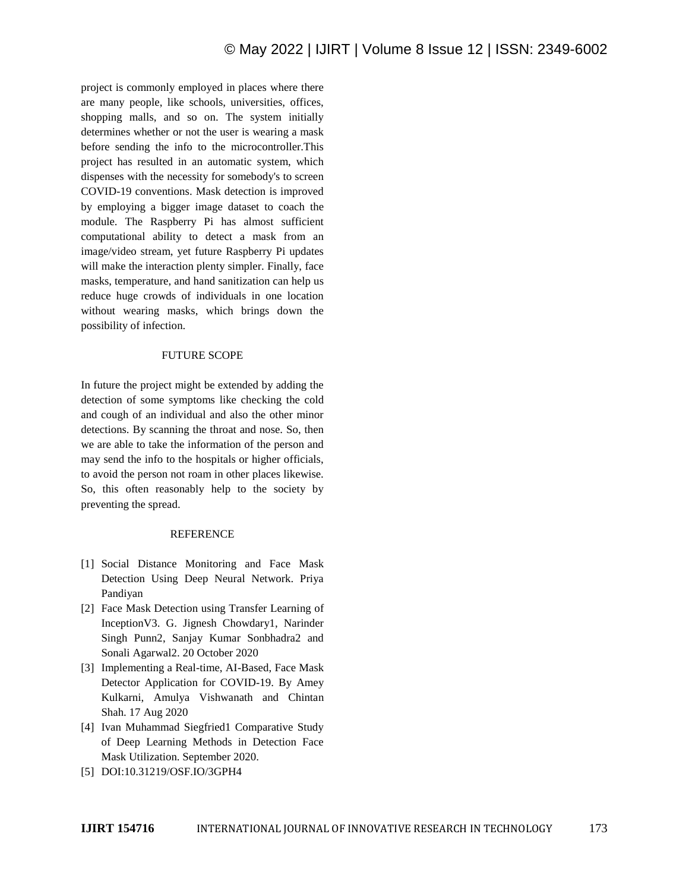project is commonly employed in places where there are many people, like schools, universities, offices, shopping malls, and so on. The system initially determines whether or not the user is wearing a mask before sending the info to the microcontroller.This project has resulted in an automatic system, which dispenses with the necessity for somebody's to screen COVID-19 conventions. Mask detection is improved by employing a bigger image dataset to coach the module. The Raspberry Pi has almost sufficient computational ability to detect a mask from an image/video stream, yet future Raspberry Pi updates will make the interaction plenty simpler. Finally, face masks, temperature, and hand sanitization can help us reduce huge crowds of individuals in one location without wearing masks, which brings down the possibility of infection.

## FUTURE SCOPE

In future the project might be extended by adding the detection of some symptoms like checking the cold and cough of an individual and also the other minor detections. By scanning the throat and nose. So, then we are able to take the information of the person and may send the info to the hospitals or higher officials, to avoid the person not roam in other places likewise. So, this often reasonably help to the society by preventing the spread.

## REFERENCE

[1] Social Distance Monitoring and Face Mask Detection Using Deep Neural Network. Priya Pandiyan

[2] Face Mask Detection using Transfer Learning of InceptionV3. G. Jignesh Chowdary1, Narinder Singh Punn2, Sanjay Kumar Sonbhadra2 and Sonali Agarwal2. 20 October 2020

[3] Implementing a Real-time, AI-Based, Face Mask Detector Application for COVID-19. By Amey Kulkarni, Amulya Vishwanath and Chintan Shah. 17 Aug 2020

[4] Ivan Muhammad Siegfried1 Comparative Study of Deep Learning Methods in Detection Face Mask Utilization. September 2020.

[5] DOI:10.31219/OSF.IO/3GPH4